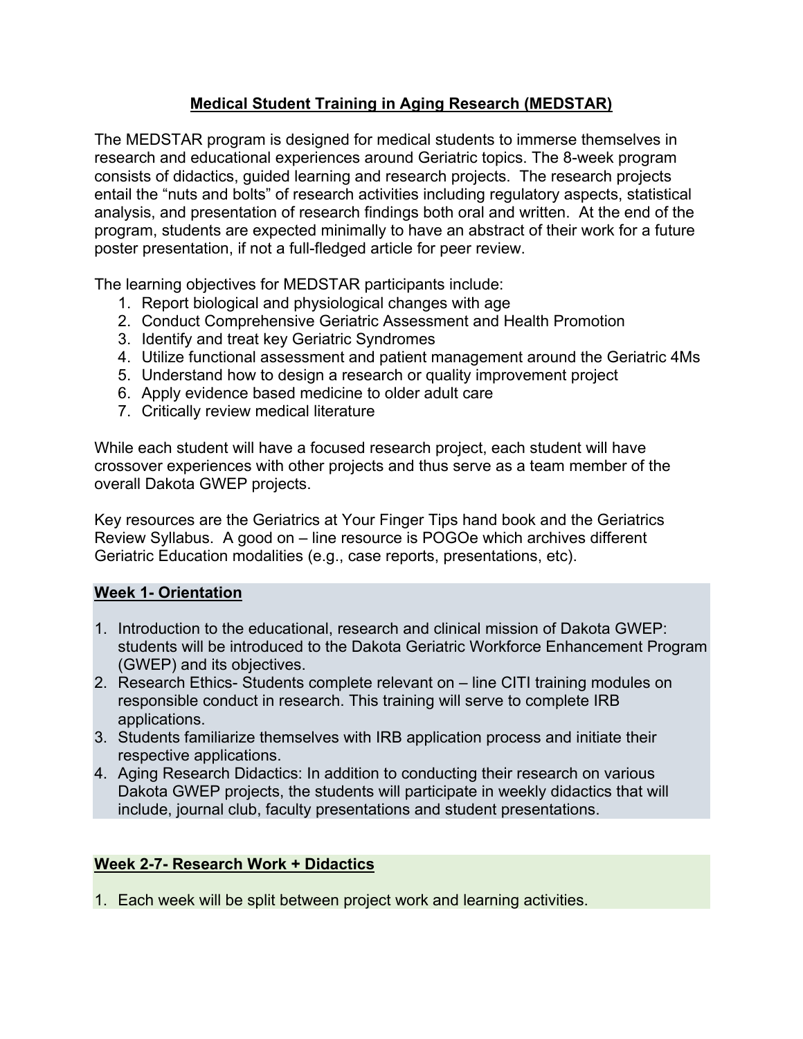# Medical Student Training in Aging Research (MEDSTAR)

The MEDSTAR program is designed for medical students to immerse themselves in research and educational experiences around Geriatric topics. The 8-week program consists of didactics, guided learning and research projects. The research projects entail the "nuts and bolts" of research activities including regulatory aspects, statistical analysis, and presentation of research findings both oral and written. At the end of the program, students are expected minimally to have an abstract of their work for a future poster presentation, if not a full-fledged article for peer review.

The learning objectives for MEDSTAR participants include:

1. Report biological and physiological changes with age
2. Conduct Comprehensive Geriatric Assessment and Health Promotion
3. Identify and treat key Geriatric Syndromes
4. Utilize functional assessment and patient management around the Geriatric 4Ms
5. Understand how to design a research or quality improvement project
6. Apply evidence based medicine to older adult care
7. Critically review medical literature

While each student will have a focused research project, each student will have crossover experiences with other projects and thus serve as a team member of the overall Dakota GWEP projects.

Key resources are the Geriatrics at Your Finger Tips hand book and the Geriatrics Review Syllabus. A good on – line resource is POGOe which archives different Geriatric Education modalities (e.g., case reports, presentations, etc).

## Week 1- Orientation

1. Introduction to the educational, research and clinical mission of Dakota GWEP: students will be introduced to the Dakota Geriatric Workforce Enhancement Program (GWEP) and its objectives.
2. Research Ethics- Students complete relevant on – line CITI training modules on responsible conduct in research. This training will serve to complete IRB applications.
3. Students familiarize themselves with IRB application process and initiate their respective applications.
4. Aging Research Didactics: In addition to conducting their research on various Dakota GWEP projects, the students will participate in weekly didactics that will include, journal club, faculty presentations and student presentations.

## Week 2-7- Research Work + Didactics

1. Each week will be split between project work and learning activities.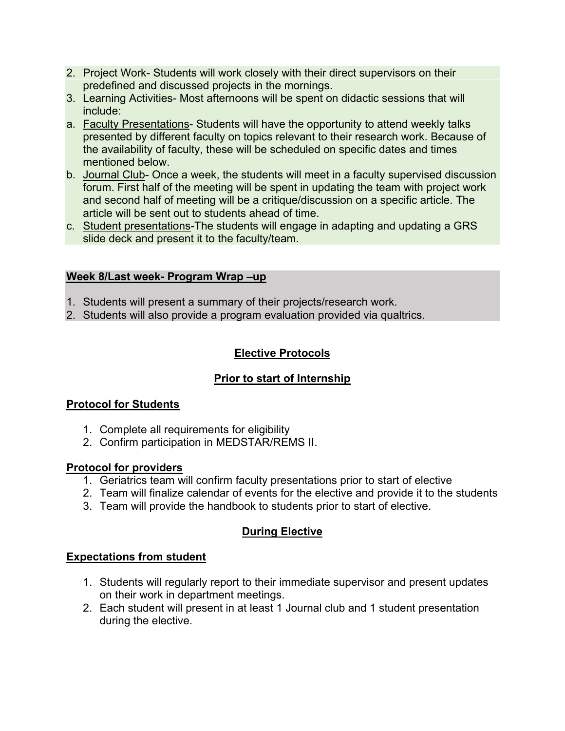2. Project Work- Students will work closely with their direct supervisors on their predefined and discussed projects in the mornings.
3. Learning Activities- Most afternoons will be spent on didactic sessions that will include:

a. <u>Faculty Presentations</u>- Students will have the opportunity to attend weekly talks presented by different faculty on topics relevant to their research work. Because of the availability of faculty, these will be scheduled on specific dates and times mentioned below.

b. <u>Journal Club</u>- Once a week, the students will meet in a faculty supervised discussion forum. First half of the meeting will be spent in updating the team with project work and second half of meeting will be a critique/discussion on a specific article. The article will be sent out to students ahead of time.

c. <u>Student presentations</u>-The students will engage in adapting and updating a GRS slide deck and present it to the faculty/team.

**<u>Week 8/Last week- Program Wrap –up</u>**

1. Students will present a summary of their projects/research work.
2. Students will also provide a program evaluation provided via qualtrics.

## <u>Elective Protocols</u>

### <u>Prior to start of Internship</u>

**<u>Protocol for Students</u>**

1. Complete all requirements for eligibility
2. Confirm participation in MEDSTAR/REMS II.

**<u>Protocol for providers</u>**

1. Geriatrics team will confirm faculty presentations prior to start of elective
2. Team will finalize calendar of events for the elective and provide it to the students
3. Team will provide the handbook to students prior to start of elective.

### <u>During Elective</u>

**<u>Expectations from student</u>**

1. Students will regularly report to their immediate supervisor and present updates on their work in department meetings.
2. Each student will present in at least 1 Journal club and 1 student presentation during the elective.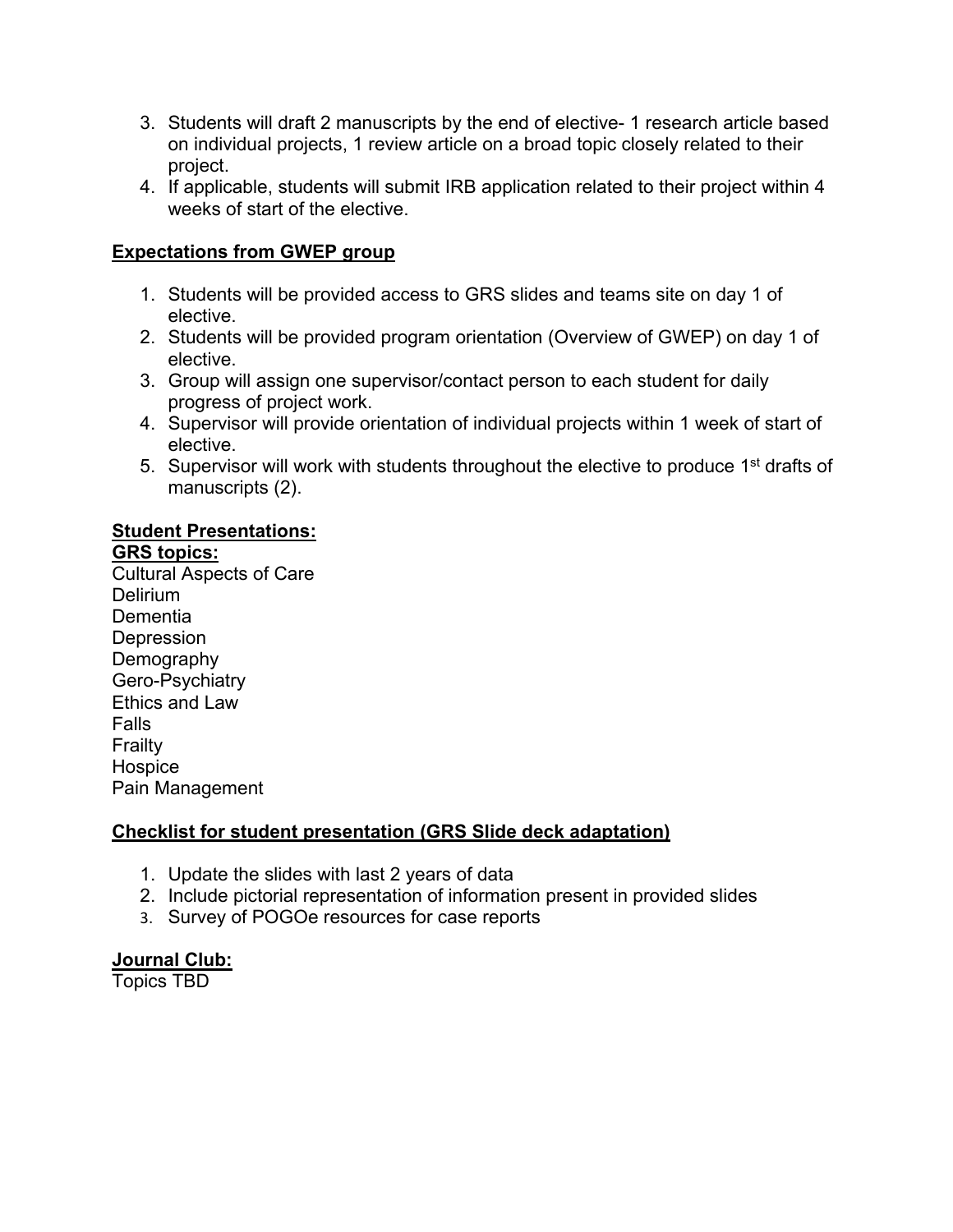3. Students will draft 2 manuscripts by the end of elective- 1 research article based on individual projects, 1 review article on a broad topic closely related to their project.
4. If applicable, students will submit IRB application related to their project within 4 weeks of start of the elective.

**Expectations from GWEP group**

1. Students will be provided access to GRS slides and teams site on day 1 of elective.
2. Students will be provided program orientation (Overview of GWEP) on day 1 of elective.
3. Group will assign one supervisor/contact person to each student for daily progress of project work.
4. Supervisor will provide orientation of individual projects within 1 week of start of elective.
5. Supervisor will work with students throughout the elective to produce 1st drafts of manuscripts (2).

**Student Presentations:**

**GRS topics:**

Cultural Aspects of Care
Delirium
Dementia
Depression
Demography
Gero-Psychiatry
Ethics and Law
Falls
Frailty
Hospice
Pain Management

**Checklist for student presentation (GRS Slide deck adaptation)**

1. Update the slides with last 2 years of data
2. Include pictorial representation of information present in provided slides
3. Survey of POGOe resources for case reports

**Journal Club:**

Topics TBD